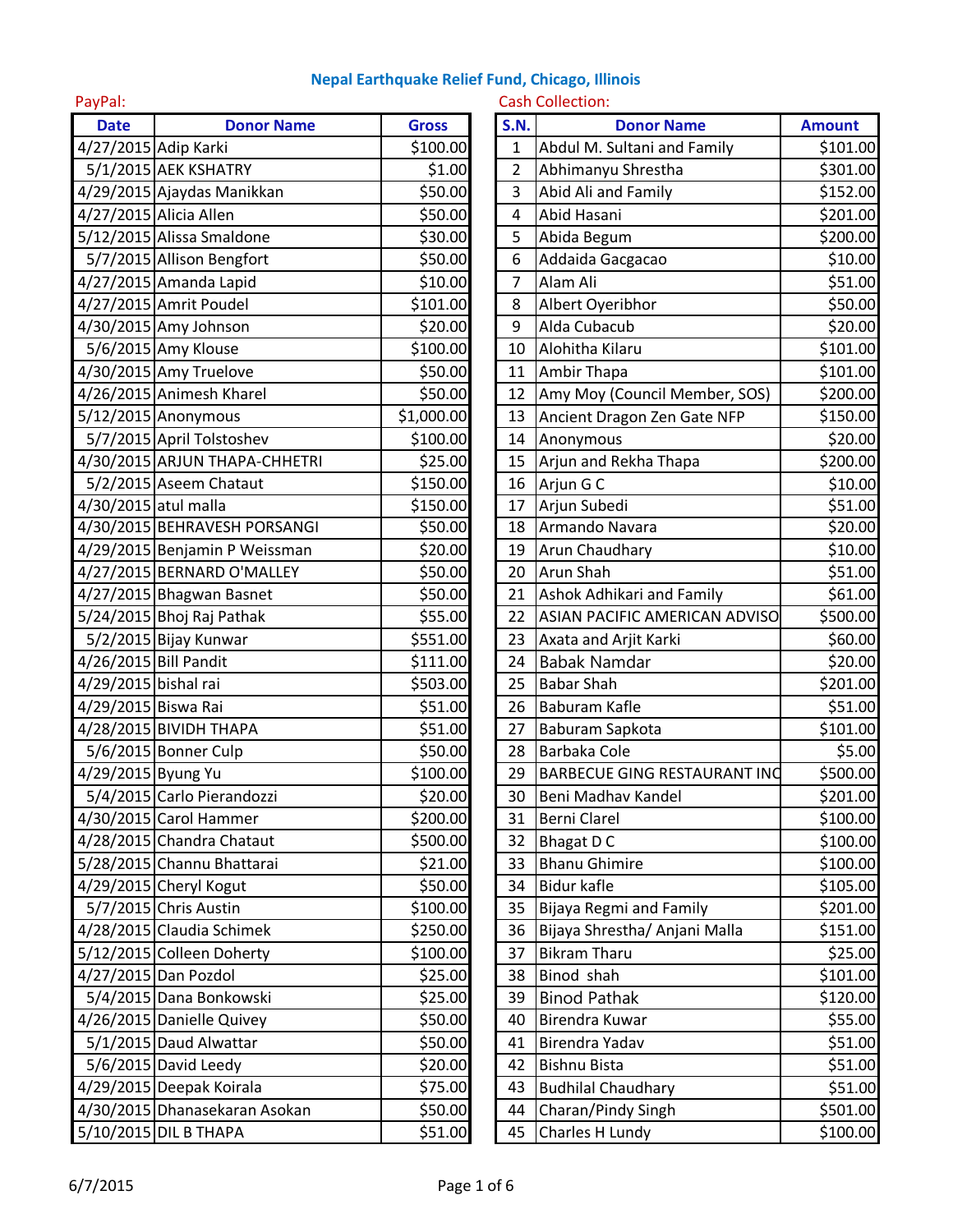## Nepal Earthquake Relief Fund, Chicago, Illinois

PayPal:

| Date | Donor Name | Gross |
|---|---|---|
| 4/27/2015 | Adip Karki | $100.00 |
| 5/1/2015 | AEK KSHATRY | $1.00 |
| 4/29/2015 | Ajaydas Manikkan | $50.00 |
| 4/27/2015 | Alicia Allen | $50.00 |
| 5/12/2015 | Alissa Smaldone | $30.00 |
| 5/7/2015 | Allison Bengfort | $50.00 |
| 4/27/2015 | Amanda Lapid | $10.00 |
| 4/27/2015 | Amrit Poudel | $101.00 |
| 4/30/2015 | Amy Johnson | $20.00 |
| 5/6/2015 | Amy Klouse | $100.00 |
| 4/30/2015 | Amy Truelove | $50.00 |
| 4/26/2015 | Animesh Kharel | $50.00 |
| 5/12/2015 | Anonymous | $1,000.00 |
| 5/7/2015 | April Tolstoshev | $100.00 |
| 4/30/2015 | ARJUN THAPA-CHHETRI | $25.00 |
| 5/2/2015 | Aseem Chataut | $150.00 |
| 4/30/2015 | atul malla | $150.00 |
| 4/30/2015 | BEHRAVESH PORSANGI | $50.00 |
| 4/29/2015 | Benjamin P Weissman | $20.00 |
| 4/27/2015 | BERNARD O'MALLEY | $50.00 |
| 4/27/2015 | Bhagwan Basnet | $50.00 |
| 5/24/2015 | Bhoj Raj Pathak | $55.00 |
| 5/2/2015 | Bijay Kunwar | $551.00 |
| 4/26/2015 | Bill Pandit | $111.00 |
| 4/29/2015 | bishal rai | $503.00 |
| 4/29/2015 | Biswa Rai | $51.00 |
| 4/28/2015 | BIVIDH THAPA | $51.00 |
| 5/6/2015 | Bonner Culp | $50.00 |
| 4/29/2015 | Byung Yu | $100.00 |
| 5/4/2015 | Carlo Pierandozzi | $20.00 |
| 4/30/2015 | Carol Hammer | $200.00 |
| 4/28/2015 | Chandra Chataut | $500.00 |
| 5/28/2015 | Channu Bhattarai | $21.00 |
| 4/29/2015 | Cheryl Kogut | $50.00 |
| 5/7/2015 | Chris Austin | $100.00 |
| 4/28/2015 | Claudia Schimek | $250.00 |
| 5/12/2015 | Colleen Doherty | $100.00 |
| 4/27/2015 | Dan Pozdol | $25.00 |
| 5/4/2015 | Dana Bonkowski | $25.00 |
| 4/26/2015 | Danielle Quivey | $50.00 |
| 5/1/2015 | Daud Alwattar | $50.00 |
| 5/6/2015 | David Leedy | $20.00 |
| 4/29/2015 | Deepak Koirala | $75.00 |
| 4/30/2015 | Dhanasekaran Asokan | $50.00 |
| 5/10/2015 | DIL B THAPA | $51.00 |

Cash Collection:

| S.N. | Donor Name | Amount |
|---|---|---|
| 1 | Abdul M. Sultani and Family | $101.00 |
| 2 | Abhimanyu Shrestha | $301.00 |
| 3 | Abid Ali and Family | $152.00 |
| 4 | Abid Hasani | $201.00 |
| 5 | Abida Begum | $200.00 |
| 6 | Addaida Gacgacao | $10.00 |
| 7 | Alam Ali | $51.00 |
| 8 | Albert Oyeribhor | $50.00 |
| 9 | Alda Cubacub | $20.00 |
| 10 | Alohitha Kilaru | $101.00 |
| 11 | Ambir Thapa | $101.00 |
| 12 | Amy Moy (Council Member, SOS) | $200.00 |
| 13 | Ancient Dragon Zen Gate NFP | $150.00 |
| 14 | Anonymous | $20.00 |
| 15 | Arjun and Rekha Thapa | $200.00 |
| 16 | Arjun G C | $10.00 |
| 17 | Arjun Subedi | $51.00 |
| 18 | Armando Navara | $20.00 |
| 19 | Arun Chaudhary | $10.00 |
| 20 | Arun Shah | $51.00 |
| 21 | Ashok Adhikari and Family | $61.00 |
| 22 | ASIAN PACIFIC AMERICAN ADVISO | $500.00 |
| 23 | Axata and Arjit Karki | $60.00 |
| 24 | Babak Namdar | $20.00 |
| 25 | Babar Shah | $201.00 |
| 26 | Baburam Kafle | $51.00 |
| 27 | Baburam Sapkota | $101.00 |
| 28 | Barbaka Cole | $5.00 |
| 29 | BARBECUE GING RESTAURANT INC | $500.00 |
| 30 | Beni Madhav Kandel | $201.00 |
| 31 | Berni Clarel | $100.00 |
| 32 | Bhagat D C | $100.00 |
| 33 | Bhanu Ghimire | $100.00 |
| 34 | Bidur kafle | $105.00 |
| 35 | Bijaya Regmi and Family | $201.00 |
| 36 | Bijaya Shrestha/ Anjani Malla | $151.00 |
| 37 | Bikram Tharu | $25.00 |
| 38 | Binod shah | $101.00 |
| 39 | Binod Pathak | $120.00 |
| 40 | Birendra Kuwar | $55.00 |
| 41 | Birendra Yadav | $51.00 |
| 42 | Bishnu Bista | $51.00 |
| 43 | Budhilal Chaudhary | $51.00 |
| 44 | Charan/Pindy Singh | $501.00 |
| 45 | Charles H Lundy | $100.00 |

6/7/2015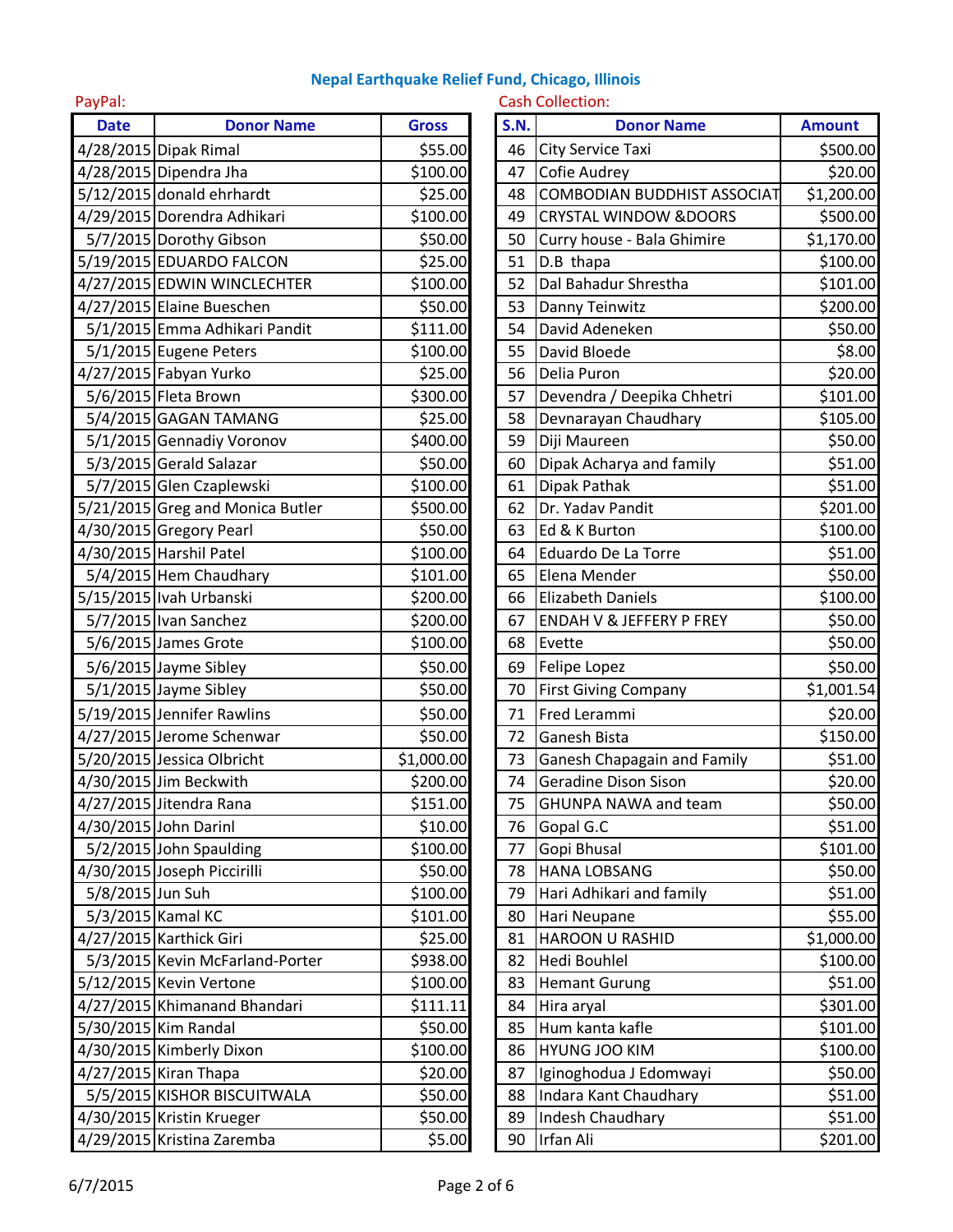# Nepal Earthquake Relief Fund, Chicago, Illinois

PayPal:

| Date | Donor Name | Gross |
|---|---|---|
| 4/28/2015 | Dipak Rimal | $55.00 |
| 4/28/2015 | Dipendra Jha | $100.00 |
| 5/12/2015 | donald ehrhardt | $25.00 |
| 4/29/2015 | Dorendra Adhikari | $100.00 |
| 5/7/2015 | Dorothy Gibson | $50.00 |
| 5/19/2015 | EDUARDO FALCON | $25.00 |
| 4/27/2015 | EDWIN WINCLECHTER | $100.00 |
| 4/27/2015 | Elaine Bueschen | $50.00 |
| 5/1/2015 | Emma Adhikari Pandit | $111.00 |
| 5/1/2015 | Eugene Peters | $100.00 |
| 4/27/2015 | Fabyan Yurko | $25.00 |
| 5/6/2015 | Fleta Brown | $300.00 |
| 5/4/2015 | GAGAN TAMANG | $25.00 |
| 5/1/2015 | Gennadiy Voronov | $400.00 |
| 5/3/2015 | Gerald Salazar | $50.00 |
| 5/7/2015 | Glen Czaplewski | $100.00 |
| 5/21/2015 | Greg and Monica Butler | $500.00 |
| 4/30/2015 | Gregory Pearl | $50.00 |
| 4/30/2015 | Harshil Patel | $100.00 |
| 5/4/2015 | Hem Chaudhary | $101.00 |
| 5/15/2015 | Ivah Urbanski | $200.00 |
| 5/7/2015 | Ivan Sanchez | $200.00 |
| 5/6/2015 | James Grote | $100.00 |
| 5/6/2015 | Jayme Sibley | $50.00 |
| 5/1/2015 | Jayme Sibley | $50.00 |
| 5/19/2015 | Jennifer Rawlins | $50.00 |
| 4/27/2015 | Jerome Schenwar | $50.00 |
| 5/20/2015 | Jessica Olbricht | $1,000.00 |
| 4/30/2015 | Jim Beckwith | $200.00 |
| 4/27/2015 | Jitendra Rana | $151.00 |
| 4/30/2015 | John Darinl | $10.00 |
| 5/2/2015 | John Spaulding | $100.00 |
| 4/30/2015 | Joseph Piccirilli | $50.00 |
| 5/8/2015 | Jun Suh | $100.00 |
| 5/3/2015 | Kamal KC | $101.00 |
| 4/27/2015 | Karthick Giri | $25.00 |
| 5/3/2015 | Kevin McFarland-Porter | $938.00 |
| 5/12/2015 | Kevin Vertone | $100.00 |
| 4/27/2015 | Khimanand Bhandari | $111.11 |
| 5/30/2015 | Kim Randal | $50.00 |
| 4/30/2015 | Kimberly Dixon | $100.00 |
| 4/27/2015 | Kiran Thapa | $20.00 |
| 5/5/2015 | KISHOR BISCUITWALA | $50.00 |
| 4/30/2015 | Kristin Krueger | $50.00 |
| 4/29/2015 | Kristina Zaremba | $5.00 |

Cash Collection:

| S.N. | Donor Name | Amount |
|---|---|---|
| 46 | City Service Taxi | $500.00 |
| 47 | Cofie Audrey | $20.00 |
| 48 | COMBODIAN BUDDHIST ASSOCIAT | $1,200.00 |
| 49 | CRYSTAL WINDOW &DOORS | $500.00 |
| 50 | Curry house - Bala Ghimire | $1,170.00 |
| 51 | D.B thapa | $100.00 |
| 52 | Dal Bahadur Shrestha | $101.00 |
| 53 | Danny Teinwitz | $200.00 |
| 54 | David Adeneken | $50.00 |
| 55 | David Bloede | $8.00 |
| 56 | Delia Puron | $20.00 |
| 57 | Devendra / Deepika Chhetri | $101.00 |
| 58 | Devnarayan Chaudhary | $105.00 |
| 59 | Diji Maureen | $50.00 |
| 60 | Dipak Acharya and family | $51.00 |
| 61 | Dipak Pathak | $51.00 |
| 62 | Dr. Yadav Pandit | $201.00 |
| 63 | Ed & K Burton | $100.00 |
| 64 | Eduardo De La Torre | $51.00 |
| 65 | Elena Mender | $50.00 |
| 66 | Elizabeth Daniels | $100.00 |
| 67 | ENDAH V & JEFFERY P FREY | $50.00 |
| 68 | Evette | $50.00 |
| 69 | Felipe Lopez | $50.00 |
| 70 | First Giving Company | $1,001.54 |
| 71 | Fred Lerammi | $20.00 |
| 72 | Ganesh Bista | $150.00 |
| 73 | Ganesh Chapagain and Family | $51.00 |
| 74 | Geradine Dison Sison | $20.00 |
| 75 | GHUNPA NAWA and team | $50.00 |
| 76 | Gopal G.C | $51.00 |
| 77 | Gopi Bhusal | $101.00 |
| 78 | HANA LOBSANG | $50.00 |
| 79 | Hari Adhikari and family | $51.00 |
| 80 | Hari Neupane | $55.00 |
| 81 | HAROON U RASHID | $1,000.00 |
| 82 | Hedi Bouhlel | $100.00 |
| 83 | Hemant Gurung | $51.00 |
| 84 | Hira aryal | $301.00 |
| 85 | Hum kanta kafle | $101.00 |
| 86 | HYUNG JOO KIM | $100.00 |
| 87 | Iginoghodua J Edomwayi | $50.00 |
| 88 | Indara Kant Chaudhary | $51.00 |
| 89 | Indesh Chaudhry | $51.00 |
| 90 | Irfan Ali | $201.00 |

6/7/2015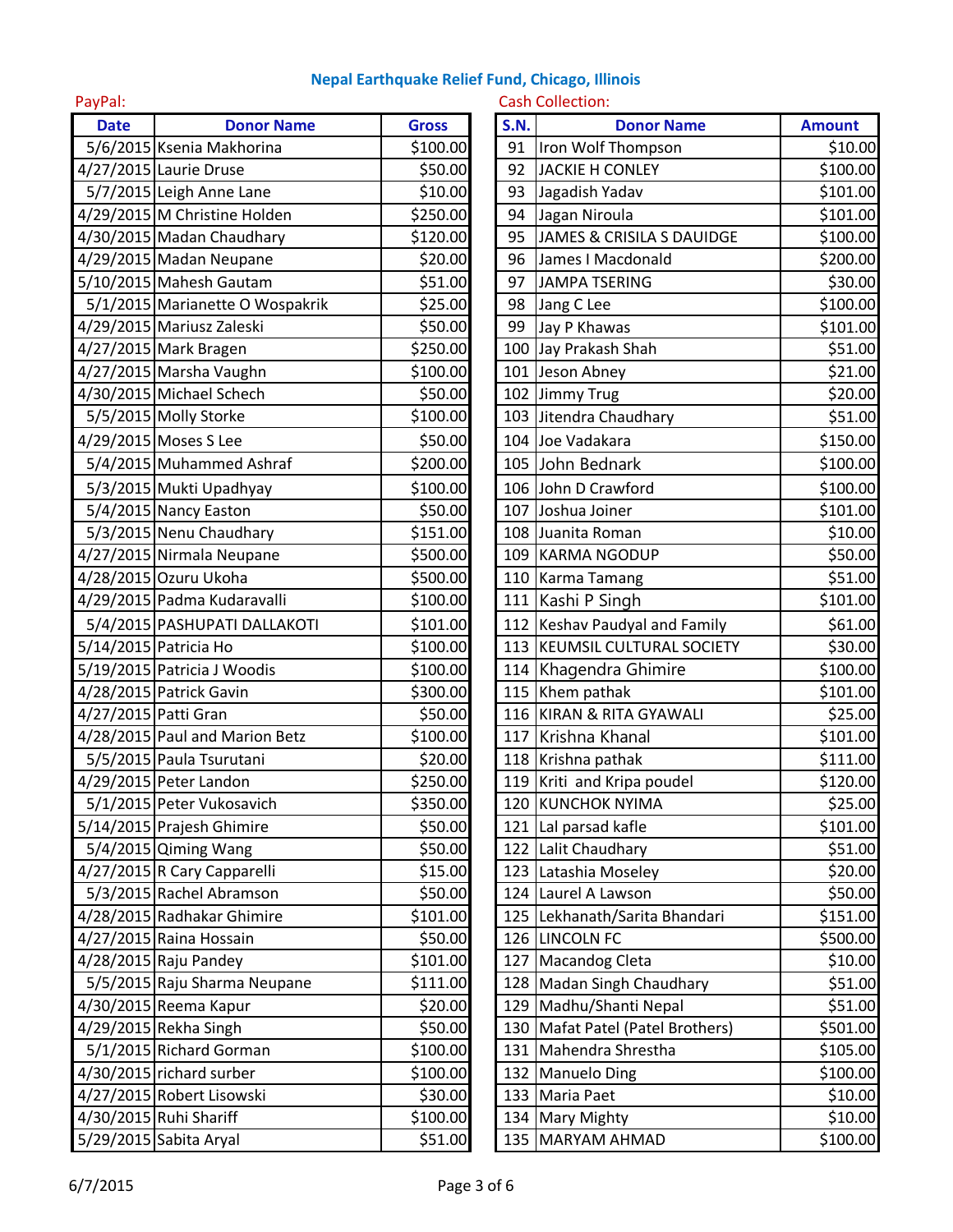## Nepal Earthquake Relief Fund, Chicago, Illinois

PayPal:

| Date | Donor Name | Gross |
|---|---|---|
| 5/6/2015 | Ksenia Makhorina | $100.00 |
| 4/27/2015 | Laurie Druse | $50.00 |
| 5/7/2015 | Leigh Anne Lane | $10.00 |
| 4/29/2015 | M Christine Holden | $250.00 |
| 4/30/2015 | Madan Chaudhary | $120.00 |
| 4/29/2015 | Madan Neupane | $20.00 |
| 5/10/2015 | Mahesh Gautam | $51.00 |
| 5/1/2015 | Marianette O Wospakrik | $25.00 |
| 4/29/2015 | Mariusz Zaleski | $50.00 |
| 4/27/2015 | Mark Bragen | $250.00 |
| 4/27/2015 | Marsha Vaughn | $100.00 |
| 4/30/2015 | Michael Schech | $50.00 |
| 5/5/2015 | Molly Storke | $100.00 |
| 4/29/2015 | Moses S Lee | $50.00 |
| 5/4/2015 | Muhammed Ashraf | $200.00 |
| 5/3/2015 | Mukti Upadhyay | $100.00 |
| 5/4/2015 | Nancy Easton | $50.00 |
| 5/3/2015 | Nenu Chaudhary | $151.00 |
| 4/27/2015 | Nirmala Neupane | $500.00 |
| 4/28/2015 | Ozuru Ukoha | $500.00 |
| 4/29/2015 | Padma Kudaravalli | $100.00 |
| 5/4/2015 | PASHUPATI DALLAKOTI | $101.00 |
| 5/14/2015 | Patricia Ho | $100.00 |
| 5/19/2015 | Patricia J Woodis | $100.00 |
| 4/28/2015 | Patrick Gavin | $300.00 |
| 4/27/2015 | Patti Gran | $50.00 |
| 4/28/2015 | Paul and Marion Betz | $100.00 |
| 5/5/2015 | Paula Tsurutani | $20.00 |
| 4/29/2015 | Peter Landon | $250.00 |
| 5/1/2015 | Peter Vukosavich | $350.00 |
| 5/14/2015 | Prajesh Ghimire | $50.00 |
| 5/4/2015 | Qiming Wang | $50.00 |
| 4/27/2015 | R Cary Capparelli | $15.00 |
| 5/3/2015 | Rachel Abramson | $50.00 |
| 4/28/2015 | Radhakar Ghimire | $101.00 |
| 4/27/2015 | Raina Hossain | $50.00 |
| 4/28/2015 | Raju Pandey | $101.00 |
| 5/5/2015 | Raju Sharma Neupane | $111.00 |
| 4/30/2015 | Reema Kapur | $20.00 |
| 4/29/2015 | Rekha Singh | $50.00 |
| 5/1/2015 | Richard Gorman | $100.00 |
| 4/30/2015 | richard surber | $100.00 |
| 4/27/2015 | Robert Lisowski | $30.00 |
| 4/30/2015 | Ruhi Shariff | $100.00 |
| 5/29/2015 | Sabita Aryal | $51.00 |

Cash Collection:

| S.N. | Donor Name | Amount |
|---|---|---|
| 91 | Iron Wolf Thompson | $10.00 |
| 92 | JACKIE H CONLEY | $100.00 |
| 93 | Jagadish Yadav | $101.00 |
| 94 | Jagan Niroula | $101.00 |
| 95 | JAMES & CRISILA S DAUIDGE | $100.00 |
| 96 | James I Macdonald | $200.00 |
| 97 | JAMPA TSERING | $30.00 |
| 98 | Jang C Lee | $100.00 |
| 99 | Jay P Khawas | $101.00 |
| 100 | Jay Prakash Shah | $51.00 |
| 101 | Jeson Abney | $21.00 |
| 102 | Jimmy Trug | $20.00 |
| 103 | Jitendra Chaudhary | $51.00 |
| 104 | Joe Vadakara | $150.00 |
| 105 | John Bednark | $100.00 |
| 106 | John D Crawford | $100.00 |
| 107 | Joshua Joiner | $101.00 |
| 108 | Juanita Roman | $10.00 |
| 109 | KARMA NGODUP | $50.00 |
| 110 | Karma Tamang | $51.00 |
| 111 | Kashi P Singh | $101.00 |
| 112 | Keshav Paudyal and Family | $61.00 |
| 113 | KEUMSIL CULTURAL SOCIETY | $30.00 |
| 114 | Khagendra Ghimire | $100.00 |
| 115 | Khem pathak | $101.00 |
| 116 | KIRAN & RITA GYAWALI | $25.00 |
| 117 | Krishna Khanal | $101.00 |
| 118 | Krishna pathak | $111.00 |
| 119 | Kriti and Kripa poudel | $120.00 |
| 120 | KUNCHOK NYIMA | $25.00 |
| 121 | Lal parsad kafle | $101.00 |
| 122 | Lalit Chaudhary | $51.00 |
| 123 | Latashia Moseley | $20.00 |
| 124 | Laurel A Lawson | $50.00 |
| 125 | Lekhanath/Sarita Bhandari | $151.00 |
| 126 | LINCOLN FC | $500.00 |
| 127 | Macandog Cleta | $10.00 |
| 128 | Madan Singh Chaudhary | $51.00 |
| 129 | Madhu/Shanti Nepal | $51.00 |
| 130 | Mafat Patel (Patel Brothers) | $501.00 |
| 131 | Mahendra Shrestha | $105.00 |
| 132 | Manuelo Ding | $100.00 |
| 133 | Maria Paet | $10.00 |
| 134 | Mary Mighty | $10.00 |
| 135 | MARYAM AHMAD | $100.00 |

6/7/2015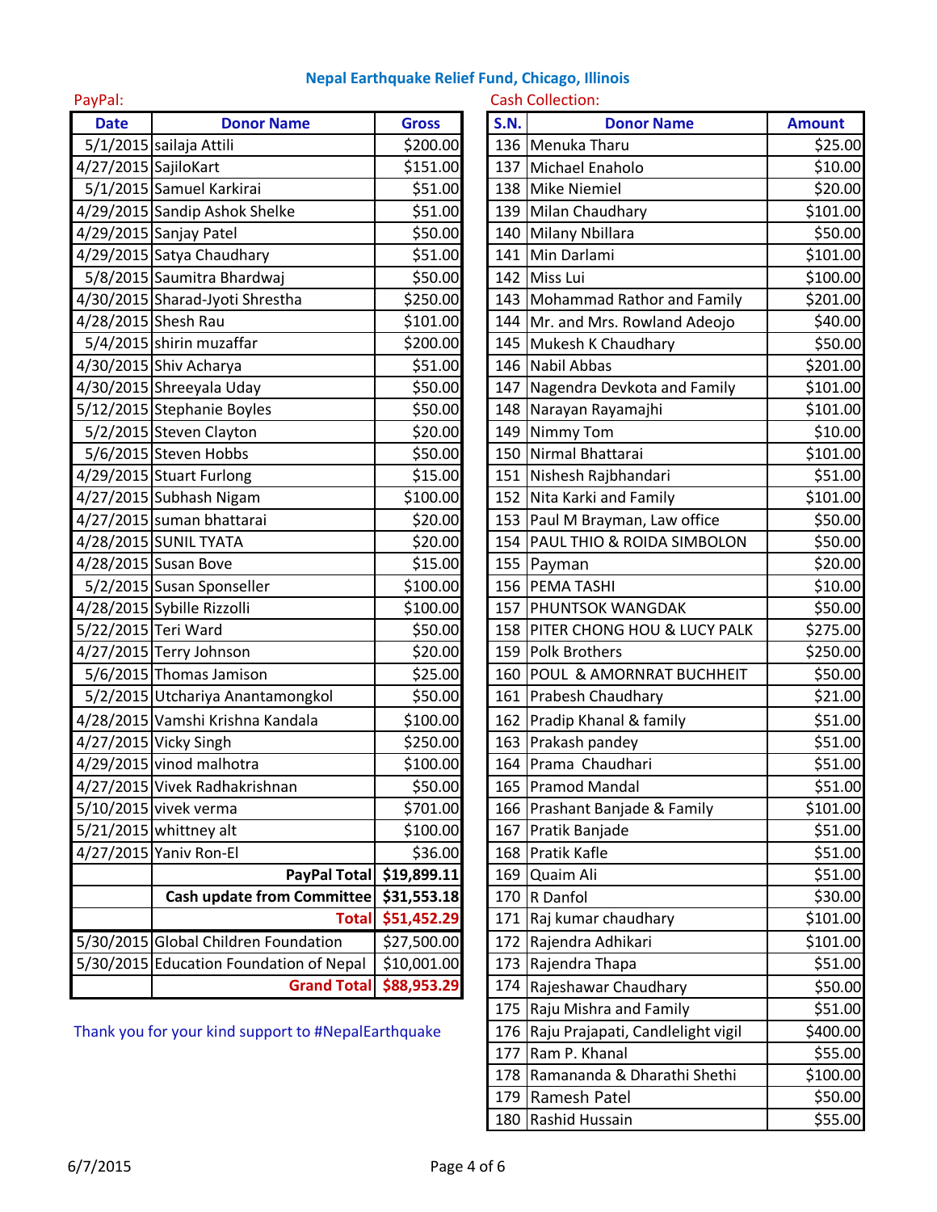## Nepal Earthquake Relief Fund, Chicago, Illinois

PayPal:

| Date | Donor Name | Gross |
|---|---|---|
| 5/1/2015 | sailaja Attili | $200.00 |
| 4/27/2015 | SajiloKart | $151.00 |
| 5/1/2015 | Samuel Karkirai | $51.00 |
| 4/29/2015 | Sandip Ashok Shelke | $51.00 |
| 4/29/2015 | Sanjay Patel | $50.00 |
| 4/29/2015 | Satya Chaudhary | $51.00 |
| 5/8/2015 | Saumitra Bhardwaj | $50.00 |
| 4/30/2015 | Sharad-Jyoti Shrestha | $250.00 |
| 4/28/2015 | Shesh Rau | $101.00 |
| 5/4/2015 | shirin muzaffar | $200.00 |
| 4/30/2015 | Shiv Acharya | $51.00 |
| 4/30/2015 | Shreeyala Uday | $50.00 |
| 5/12/2015 | Stephanie Boyles | $50.00 |
| 5/2/2015 | Steven Clayton | $20.00 |
| 5/6/2015 | Steven Hobbs | $50.00 |
| 4/29/2015 | Stuart Furlong | $15.00 |
| 4/27/2015 | Subhash Nigam | $100.00 |
| 4/27/2015 | suman bhattarai | $20.00 |
| 4/28/2015 | SUNIL TYATA | $20.00 |
| 4/28/2015 | Susan Bove | $15.00 |
| 5/2/2015 | Susan Sponseller | $100.00 |
| 4/28/2015 | Sybille Rizzolli | $100.00 |
| 5/22/2015 | Teri Ward | $50.00 |
| 4/27/2015 | Terry Johnson | $20.00 |
| 5/6/2015 | Thomas Jamison | $25.00 |
| 5/2/2015 | Utchariya Anantamongkol | $50.00 |
| 4/28/2015 | Vamshi Krishna Kandala | $100.00 |
| 4/27/2015 | Vicky Singh | $250.00 |
| 4/29/2015 | vinod malhotra | $100.00 |
| 4/27/2015 | Vivek Radhakrishnan | $50.00 |
| 5/10/2015 | vivek verma | $701.00 |
| 5/21/2015 | whittney alt | $100.00 |
| 4/27/2015 | Yaniv Ron-El | $36.00 |
| | **PayPal Total** | **$19,899.11** |
| | **Cash update from Committee** | **$31,553.18** |
| | **Total** | **$51,452.29** |
| 5/30/2015 | Global Children Foundation | $27,500.00 |
| 5/30/2015 | Education Foundation of Nepal | $10,001.00 |
| | **Grand Total** | **$88,953.29** |

Thank you for your kind support to #NepalEarthquake

Cash Collection:

| S.N. | Donor Name | Amount |
|---|---|---|
| 136 | Menuka Tharu | $25.00 |
| 137 | Michael Enaholo | $10.00 |
| 138 | Mike Niemiel | $20.00 |
| 139 | Milan Chaudhary | $101.00 |
| 140 | Milany Nbillara | $50.00 |
| 141 | Min Darlami | $101.00 |
| 142 | Miss Lui | $100.00 |
| 143 | Mohammad Rathor and Family | $201.00 |
| 144 | Mr. and Mrs. Rowland Adeojo | $40.00 |
| 145 | Mukesh K Chaudhary | $50.00 |
| 146 | Nabil Abbas | $201.00 |
| 147 | Nagendra Devkota and Family | $101.00 |
| 148 | Narayan Rayamajhi | $101.00 |
| 149 | Nimmy Tom | $10.00 |
| 150 | Nirmal Bhattarai | $101.00 |
| 151 | Nishesh Rajbhandari | $51.00 |
| 152 | Nita Karki and Family | $101.00 |
| 153 | Paul M Brayman, Law office | $50.00 |
| 154 | PAUL THIO & ROIDA SIMBOLON | $50.00 |
| 155 | Payman | $20.00 |
| 156 | PEMA TASHI | $10.00 |
| 157 | PHUNTSOK WANGDAK | $50.00 |
| 158 | PITER CHONG HOU & LUCY PALK | $275.00 |
| 159 | Polk Brothers | $250.00 |
| 160 | POUL & AMORNRAT BUCHHEIT | $50.00 |
| 161 | Prabesh Chaudhary | $21.00 |
| 162 | Pradip Khanal & family | $51.00 |
| 163 | Prakash pandey | $51.00 |
| 164 | Prama Chaudhari | $51.00 |
| 165 | Pramod Mandal | $51.00 |
| 166 | Prashant Banjade & Family | $101.00 |
| 167 | Pratik Banjade | $51.00 |
| 168 | Pratik Kafle | $51.00 |
| 169 | Quaim Ali | $51.00 |
| 170 | R Danfol | $30.00 |
| 171 | Raj kumar chaudhary | $101.00 |
| 172 | Rajendra Adhikari | $101.00 |
| 173 | Rajendra Thapa | $51.00 |
| 174 | Rajeshawar Chaudhary | $50.00 |
| 175 | Raju Mishra and Family | $51.00 |
| 176 | Raju Prajapati, Candlelight vigil | $400.00 |
| 177 | Ram P. Khanal | $55.00 |
| 178 | Ramananda & Dharathi Shethi | $100.00 |
| 179 | Ramesh Patel | $50.00 |
| 180 | Rashid Hussain | $55.00 |

6/7/2015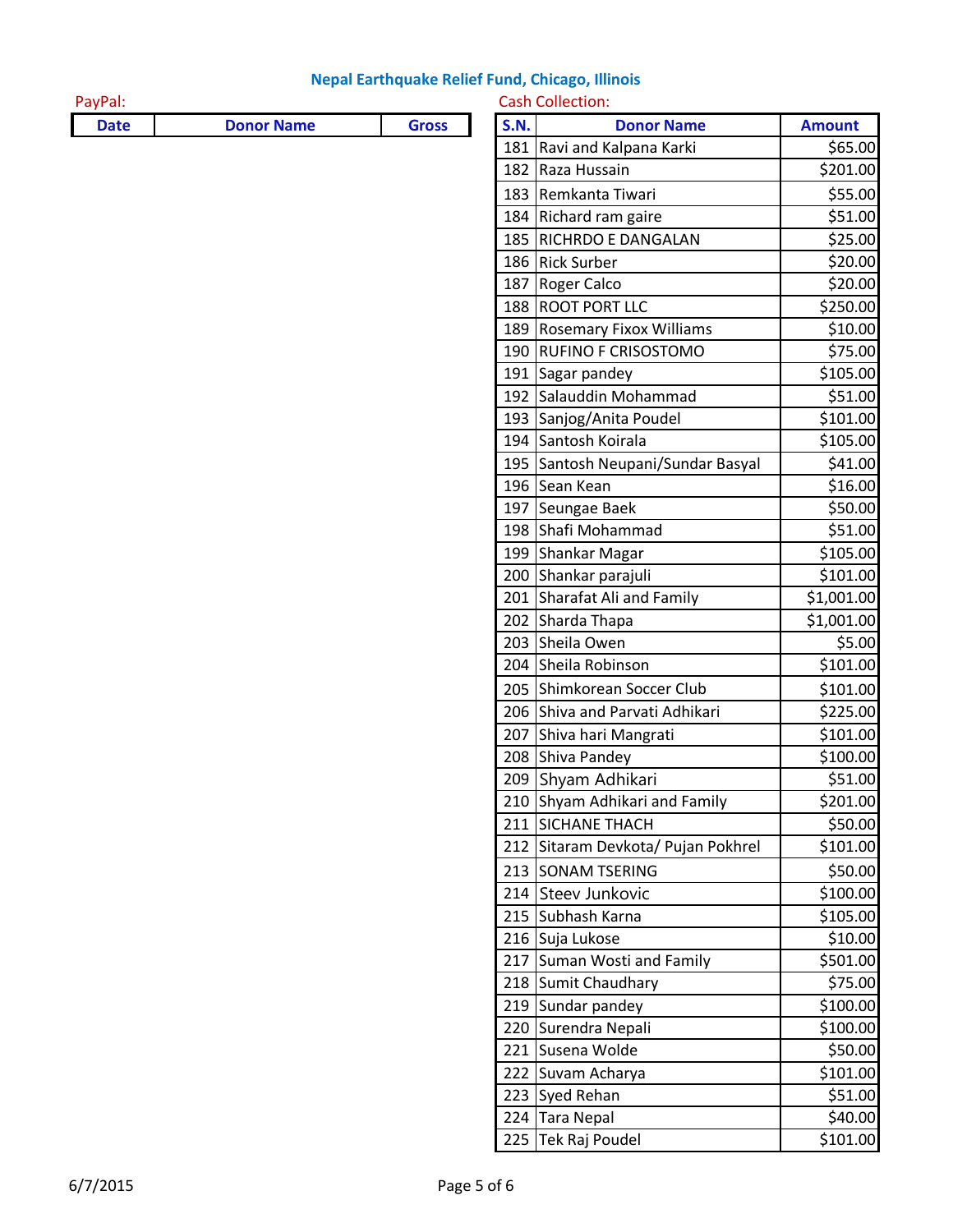## Nepal Earthquake Relief Fund, Chicago, Illinois

PayPal:

| Date | Donor Name | Gross |
|---|---|---|

Cash Collection:

| S.N. | Donor Name | Amount |
|---|---|---|
| 181 | Ravi and Kalpana Karki | $65.00 |
| 182 | Raza Hussain | $201.00 |
| 183 | Remkanta Tiwari | $55.00 |
| 184 | Richard ram gaire | $51.00 |
| 185 | RICHRDO E DANGALAN | $25.00 |
| 186 | Rick Surber | $20.00 |
| 187 | Roger Calco | $20.00 |
| 188 | ROOT PORT LLC | $250.00 |
| 189 | Rosemary Fixox Williams | $10.00 |
| 190 | RUFINO F CRISOSTOMO | $75.00 |
| 191 | Sagar pandey | $105.00 |
| 192 | Salauddin Mohammad | $51.00 |
| 193 | Sanjog/Anita Poudel | $101.00 |
| 194 | Santosh Koirala | $105.00 |
| 195 | Santosh Neupani/Sundar Basyal | $41.00 |
| 196 | Sean Kean | $16.00 |
| 197 | Seungae Baek | $50.00 |
| 198 | Shafi Mohammad | $51.00 |
| 199 | Shankar Magar | $105.00 |
| 200 | Shankar parajuli | $101.00 |
| 201 | Sharafat Ali and Family | $1,001.00 |
| 202 | Sharda Thapa | $1,001.00 |
| 203 | Sheila Owen | $5.00 |
| 204 | Sheila Robinson | $101.00 |
| 205 | Shimkorean Soccer Club | $101.00 |
| 206 | Shiva and Parvati Adhikari | $225.00 |
| 207 | Shiva hari Mangrati | $101.00 |
| 208 | Shiva Pandey | $100.00 |
| 209 | Shyam Adhikari | $51.00 |
| 210 | Shyam Adhikari and Family | $201.00 |
| 211 | SICHANE THACH | $50.00 |
| 212 | Sitaram Devkota/ Pujan Pokhrel | $101.00 |
| 213 | SONAM TSERING | $50.00 |
| 214 | Steev Junkovic | $100.00 |
| 215 | Subhash Karna | $105.00 |
| 216 | Suja Lukose | $10.00 |
| 217 | Suman Wosti and Family | $501.00 |
| 218 | Sumit Chaudhary | $75.00 |
| 219 | Sundar pandey | $100.00 |
| 220 | Surendra Nepali | $100.00 |
| 221 | Susena Wolde | $50.00 |
| 222 | Suvam Acharya | $101.00 |
| 223 | Syed Rehan | $51.00 |
| 224 | Tara Nepal | $40.00 |
| 225 | Tek Raj Poudel | $101.00 |

6/7/2015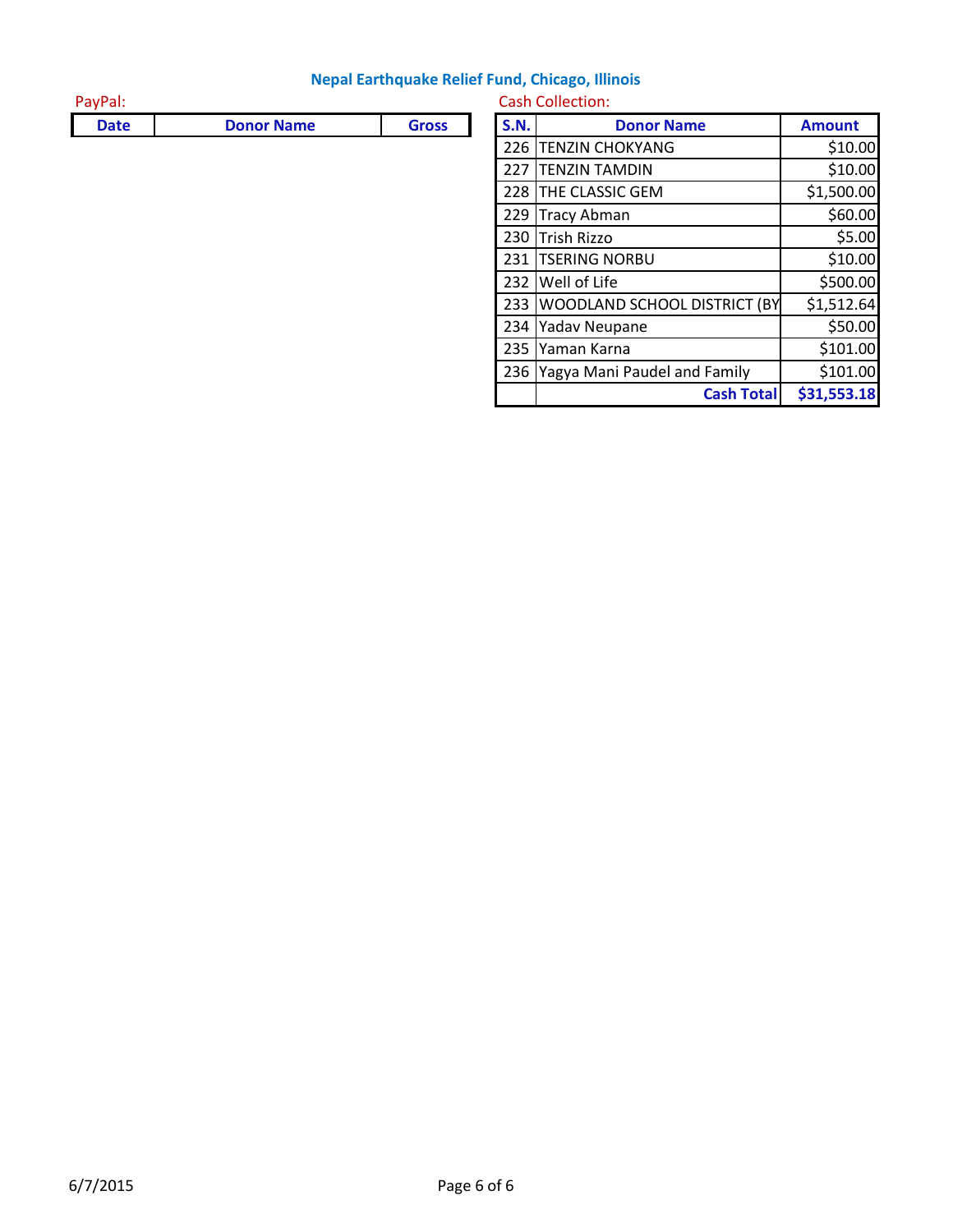### Nepal Earthquake Relief Fund, Chicago, Illinois

PayPal:

| Date | Donor Name | Gross |
|---|---|---|

Cash Collection:

| S.N. | Donor Name | Amount |
|---|---|---|
| 226 | TENZIN CHOKYANG | $10.00 |
| 227 | TENZIN TAMDIN | $10.00 |
| 228 | THE CLASSIC GEM | $1,500.00 |
| 229 | Tracy Abman | $60.00 |
| 230 | Trish Rizzo | $5.00 |
| 231 | TSERING NORBU | $10.00 |
| 232 | Well of Life | $500.00 |
| 233 | WOODLAND SCHOOL DISTRICT (BY | $1,512.64 |
| 234 | Yadav Neupane | $50.00 |
| 235 | Yaman Karna | $101.00 |
| 236 | Yagya Mani Paudel and Family | $101.00 |
| | **Cash Total** | **$31,553.18** |

6/7/2015